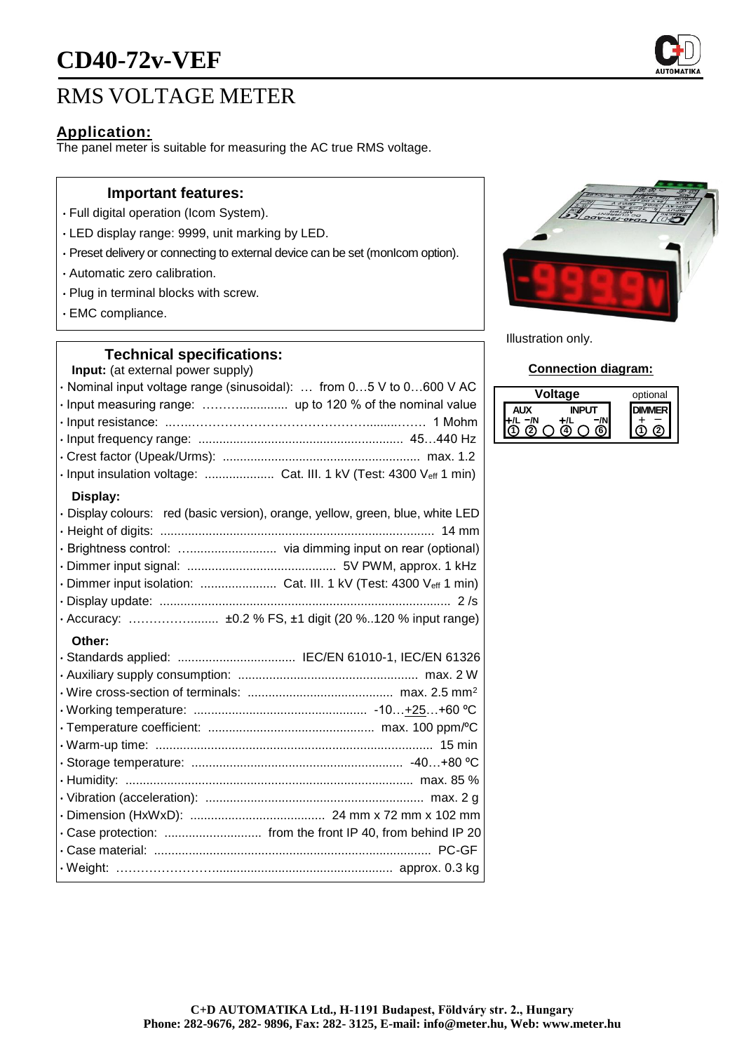// CD40-72v-VEF

# RMS VOLTAGE METER

## Application:

The panel meter is suitable for measuring the AC true RMS voltage.

### Important features:

- Full digital operation (Icom System).
- LED display range: 9999, unit marking by LED.
- Preset delivery or connecting to external device can be set (monIcom option).
- Automatic zero calibration.
- Plug in terminal blocks with screw.
- EMC compliance.

Illustration only.

### Technical specifications:

**Input:** (at external power supply)

- Nominal input voltage range (sinusoidal): … from 0…5 V to 0…600 V AC
- Input measuring range: ……….............. up to 120 % of the nominal value
- Input resistance: ..…..…………………………………….........……. 1 Mohm
- Input frequency range: .......................................................... 45…440 Hz
- Crest factor (Upeak/Urms): ......................................................... max. 1.2
- Input insulation voltage: .................... Cat. III. 1 kV (Test: 4300 $V_{eff}$ 1 min)

**Display:**

- Display colours: red (basic version), orange, yellow, green, blue, white LED
- Height of digits: ............................................................................... 14 mm
- Brightness control: …......................... via dimming input on rear (optional)
- Dimmer input signal: ........................................... 5V PWM, approx. 1 kHz
- Dimmer input isolation: ...................... Cat. III. 1 kV (Test: 4300 $V_{eff}$ 1 min)
- Display update: .................................................................................... 2 /s
- Accuracy: ………………......... ±0.2 % FS, ±1 digit (20 %..120 % input range)

**Other:**

- Standards applied: .................................. IEC/EN 61010-1, IEC/EN 61326
- Auxiliary supply consumption: .................................................... max. 2 W
- Wire cross-section of terminals: .......................................... max. 2.5 mm²
- Working temperature: .................................................. -10…+25…+60 ºC
- Temperature coefficient: ................................................ max. 100 ppm/ºC
- Warm-up time: ................................................................................ 15 min
- Storage temperature: ............................................................. -40…+80 ºC
- Humidity: ................................................................................... max. 85 %
- Vibration (acceleration): ............................................................... max. 2 g
- Dimension (HxWxD): ....................................... 24 mm x 72 mm x 102 mm
- Case protection: ............................ from the front IP 40, from behind IP 20
- Case material: ................................................................................ PC-GF
- Weight: ……………………................................................... approx. 0.3 kg

### Connection diagram:

| Voltage | | | | | | optional | |
|---|---|---|---|---|---|---|---|
| AUX | | | INPUT | | | DIMMER | |
| +/L | −/N | | +/L | | −/N | + | − |
| ① | ② | ○ | ④ | ○ | ⑥ | ① | ② |

C+D AUTOMATIKA Ltd., H-1191 Budapest, Földváry str. 2., Hungary
Phone: 282-9676, 282- 9896, Fax: 282- 3125, E-mail: info@meter.hu, Web: www.meter.hu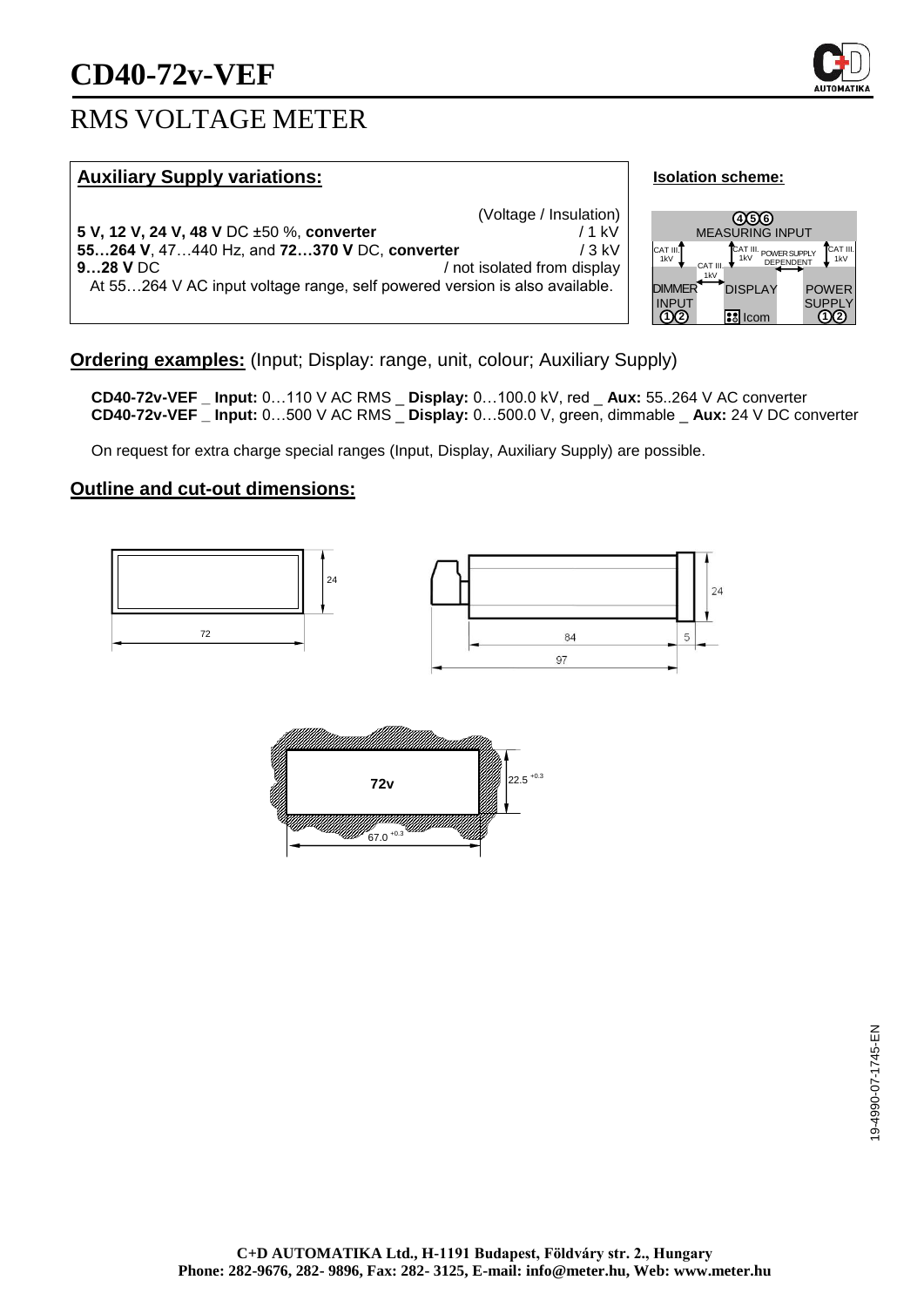# CD40-72v-VEF

## RMS VOLTAGE METER

### Auxiliary Supply variations:

(Voltage / Insulation)

**5 V, 12 V, 24 V, 48 V** DC ±50 %, **converter** / 1 kV
**55…264 V**, 47…440 Hz, and **72…370 V** DC, **converter** / 3 kV
**9…28 V** DC / not isolated from display
At 55…264 V AC input voltage range, self powered version is also available.

### Isolation scheme:

456
MEASURING INPUT
CAT III. 1kV
CAT III. 1kV
CAT III. 1kV
POWER SUPPLY DEPENDENT
CAT III. 1kV
DIMMER INPUT 12
DISPLAY
Icom
POWER SUPPLY 12

### Ordering examples: (Input; Display: range, unit, colour; Auxiliary Supply)

**CD40-72v-VEF _ Input:** 0…110 V AC RMS _ **Display:** 0…100.0 kV, red _ **Aux:** 55..264 V AC converter
**CD40-72v-VEF _ Input:** 0…500 V AC RMS _ **Display:** 0…500.0 V, green, dimmable _ **Aux:** 24 V DC converter

On request for extra charge special ranges (Input, Display, Auxiliary Supply) are possible.

### Outline and cut-out dimensions:

24
72
24
84
5
97

72v
22.5 +0.3
67.0 +0.3

19-4990-07-1745-EN

**C+D AUTOMATIKA Ltd., H-1191 Budapest, Földváry str. 2., Hungary**
**Phone: 282-9676, 282- 9896, Fax: 282- 3125, E-mail: info@meter.hu, Web: www.meter.hu**